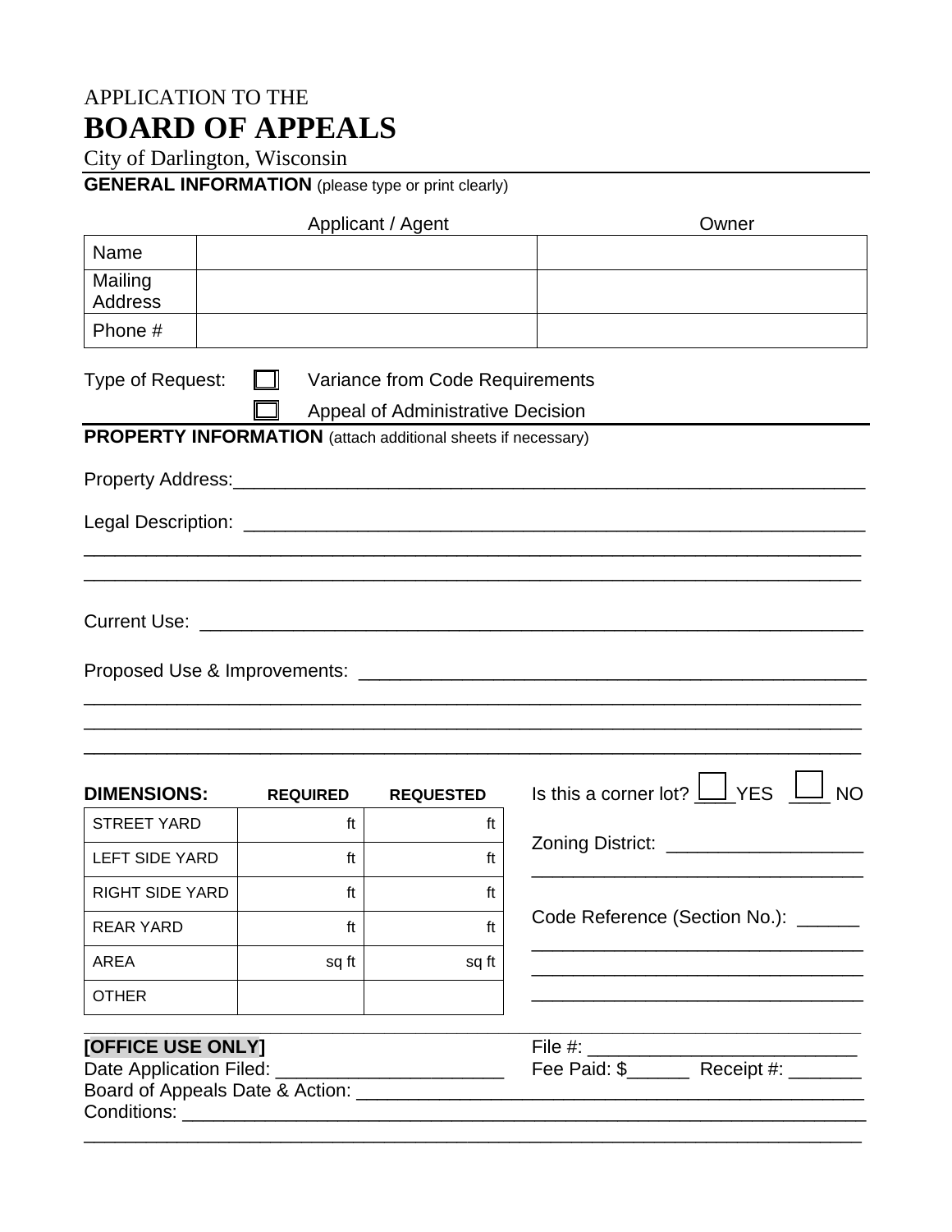APPLICATION TO THE

# BOARD OF APPEALS

City of Darlington, Wisconsin

## GENERAL INFORMATION (please type or print clearly)

| | Applicant / Agent | Owner |
|---|---|---|
| Name | | |
| Mailing Address | | |
| Phone # | | |

Type of Request: ☐ Variance from Code Requirements

☐ Appeal of Administrative Decision

## PROPERTY INFORMATION (attach additional sheets if necessary)

Property Address:_______________________________________________________________

Legal Description: ______________________________________________________________

___________________________________________________________________________

___________________________________________________________________________

Current Use: ___________________________________________________________________

Proposed Use & Improvements: ___________________________________________________

___________________________________________________________________________

___________________________________________________________________________

___________________________________________________________________________

| DIMENSIONS: | REQUIRED | REQUESTED |
|---|---|---|
| STREET YARD | ft | ft |
| LEFT SIDE YARD | ft | ft |
| RIGHT SIDE YARD | ft | ft |
| REAR YARD | ft | ft |
| AREA | sq ft | sq ft |
| OTHER | | |

Is this a corner lot? ☐ YES ☐ NO

Zoning District: ___________________

________________________________

Code Reference (Section No.): ______

________________________________

________________________________

________________________________

**[OFFICE USE ONLY]**

File #: _________________________

Date Application Filed: ______________________

Fee Paid: $______ Receipt #: _______

Board of Appeals Date & Action: _______________________________________________

Conditions: _____________________________________________________________________

___________________________________________________________________________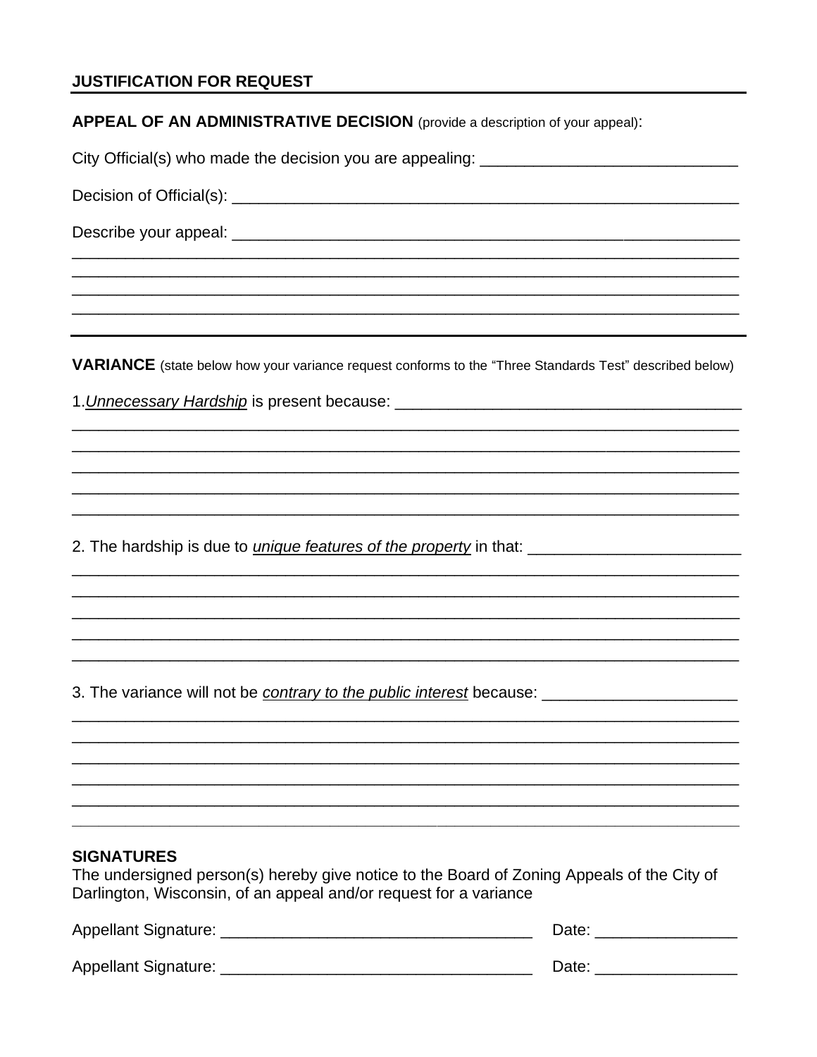## JUSTIFICATION FOR REQUEST

**APPEAL OF AN ADMINISTRATIVE DECISION** (provide a description of your appeal):

City Official(s) who made the decision you are appealing: ____________________________

Decision of Official(s): ____________________________________________________________

Describe your appeal: ______________________________________________________________
______________________________________________________________________________
______________________________________________________________________________
______________________________________________________________________________
______________________________________________________________________________

**VARIANCE** (state below how your variance request conforms to the "Three Standards Test" described below)

1. *Unnecessary Hardship* is present because: ________________________________________
______________________________________________________________________________
______________________________________________________________________________
______________________________________________________________________________
______________________________________________________________________________
______________________________________________________________________________

2. The hardship is due to *unique features of the property* in that: ________________________
______________________________________________________________________________
______________________________________________________________________________
______________________________________________________________________________
______________________________________________________________________________
______________________________________________________________________________

3. The variance will not be *contrary to the public interest* because: ______________________
______________________________________________________________________________
______________________________________________________________________________
______________________________________________________________________________
______________________________________________________________________________
______________________________________________________________________________
______________________________________________________________________________

**SIGNATURES**

The undersigned person(s) hereby give notice to the Board of Zoning Appeals of the City of Darlington, Wisconsin, of an appeal and/or request for a variance

Appellant Signature: __________________________________ Date: ________________

Appellant Signature: __________________________________ Date: ________________